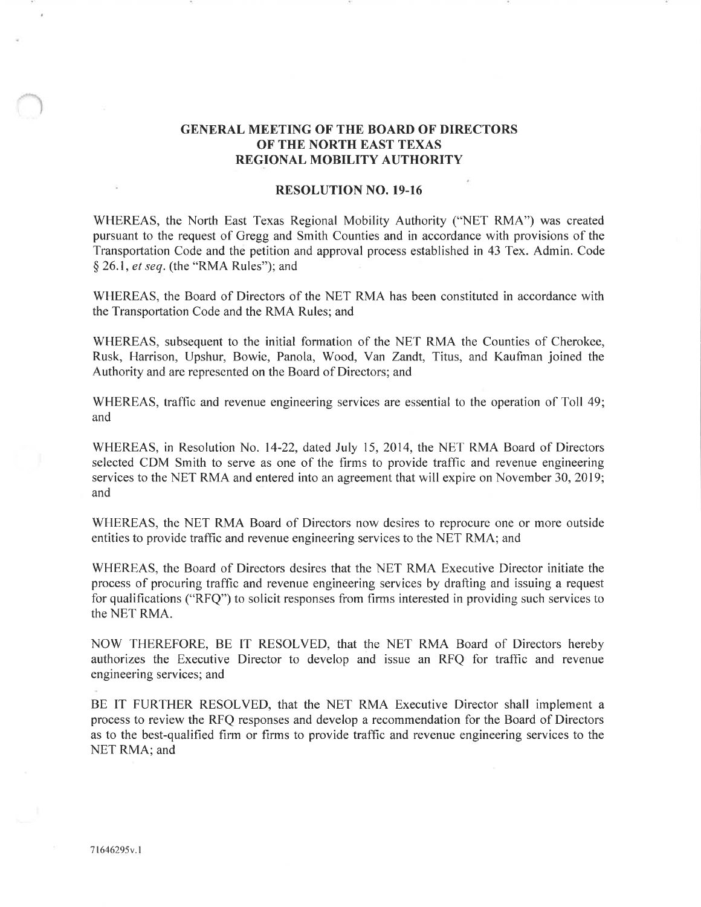# GENERAL MEETING OF THE BOARD OF DIRECTORS OF THE NORTH EAST TEXAS REGIONAL MOBILITY AUTHORITY

## RESOLUTION NO. 19-16

WHEREAS, the North East Texas Regional Mobility Authority ("NET RMA") was created pursuant to the request of Gregg and Smith Counties and in accordance with provisions of the Transportation Code and the petition and approval process established in 43 Tex. Admin. Code § 26.1, *et seq.* (the "RMA Rules"); and

WHEREAS, the Board of Directors of the NET RMA has been constituted in accordance with the Transportation Code and the RMA Rules; and

WHEREAS, subsequent to the initial formation of the NET RMA the Counties of Cherokee, Rusk, Harrison, Upshur, Bowie, Panola, Wood, Van Zandt, Titus, and Kaufman joined the Authority and are represented on the Board of Directors; and

WHEREAS, traffic and revenue engineering services are essential to the operation of Toll 49; and

WHEREAS, in Resolution No. 14-22, dated July 15, 2014, the NET RMA Board of Directors selected CDM Smith to serve as one of the firms to provide traffic and revenue engineering services to the NET RMA and entered into an agreement that will expire on November 30, 2019; and

WHEREAS, the NET RMA Board of Directors now desires to reprocure one or more outside entities to provide traffic and revenue engineering services to the NET RMA; and

WHEREAS, the Board of Directors desires that the NET RMA Executive Director initiate the process of procuring traffic and revenue engineering services by drafting and issuing a request for qualifications ("RFQ") to solicit responses from firms interested in providing such services to the NET RMA.

NOW THEREFORE, BE IT RESOLVED, that the NET RMA Board of Directors hereby authorizes the Executive Director to develop and issue an RFQ for traffic and revenue engineering services; and

BE IT FURTHER RESOLVED, that the NET RMA Executive Director shall implement a process to review the RFQ responses and develop a recommendation for the Board of Directors as to the best-qualified firm or firms to provide traffic and revenue engineering services to the NET RMA; and

71646295v.1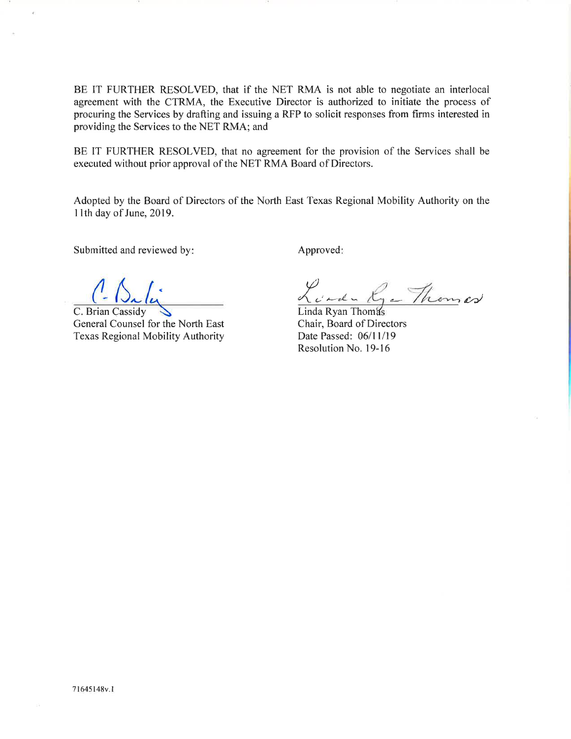BE IT FURTHER RESOLVED, that if the NET RMA is not able to negotiate an interlocal agreement with the CTRMA, the Executive Director is authorized to initiate the process of procuring the Services by drafting and issuing a RFP to solicit responses from firms interested in providing the Services to the NET RMA; and

BE IT FURTHER RESOLVED, that no agreement for the provision of the Services shall be executed without prior approval of the NET RMA Board of Directors.

Adopted by the Board of Directors of the North East Texas Regional Mobility Authority on the 11th day of June, 2019.

Submitted and reviewed by:

C. Brian Cassidy
General Counsel for the North East Texas Regional Mobility Authority

Approved:

Linda Ryan Thomas
Chair, Board of Directors
Date Passed: 06/11/19
Resolution No. 19-16

71645148v.1